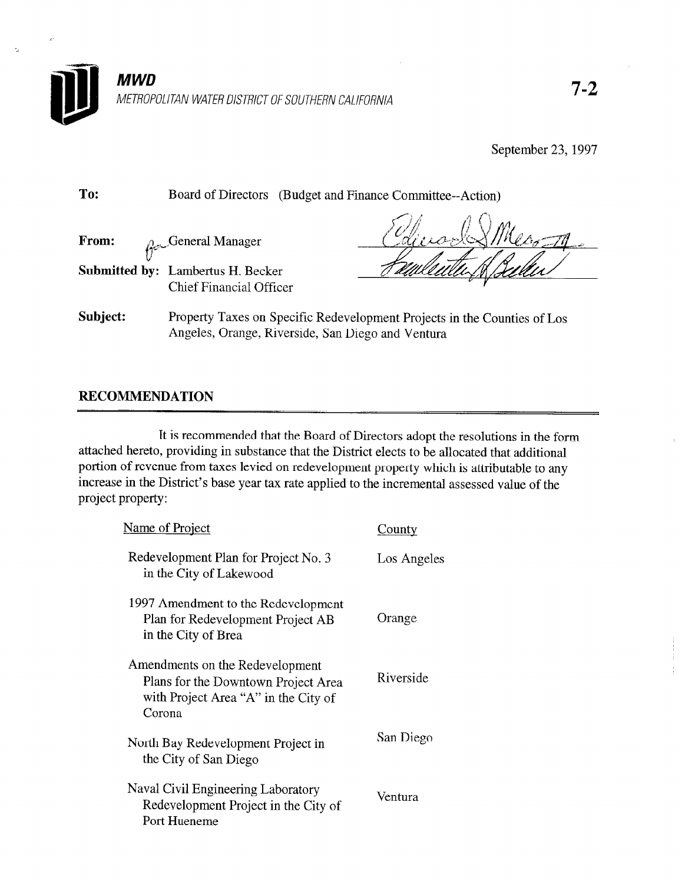**MWD**

METROPOLITAN WATER DISTRICT OF SOUTHERN CALIFORNIA

7-2

September 23, 1997

**To:** Board of Directors (Budget and Finance Committee--Action)

**From:** General Manager

**Submitted by:** Lambertus H. Becker
Chief Financial Officer

**Subject:** Property Taxes on Specific Redevelopment Projects in the Counties of Los Angeles, Orange, Riverside, San Diego and Ventura

## RECOMMENDATION

It is recommended that the Board of Directors adopt the resolutions in the form attached hereto, providing in substance that the District elects to be allocated that additional portion of revenue from taxes levied on redevelopment property which is attributable to any increase in the District's base year tax rate applied to the incremental assessed value of the project property:

| Name of Project | County |
|---|---|
| Redevelopment Plan for Project No. 3 in the City of Lakewood | Los Angeles |
| 1997 Amendment to the Redevelopment Plan for Redevelopment Project AB in the City of Brea | Orange |
| Amendments on the Redevelopment Plans for the Downtown Project Area with Project Area "A" in the City of Corona | Riverside |
| North Bay Redevelopment Project in the City of San Diego | San Diego |
| Naval Civil Engineering Laboratory Redevelopment Project in the City of Port Hueneme | Ventura |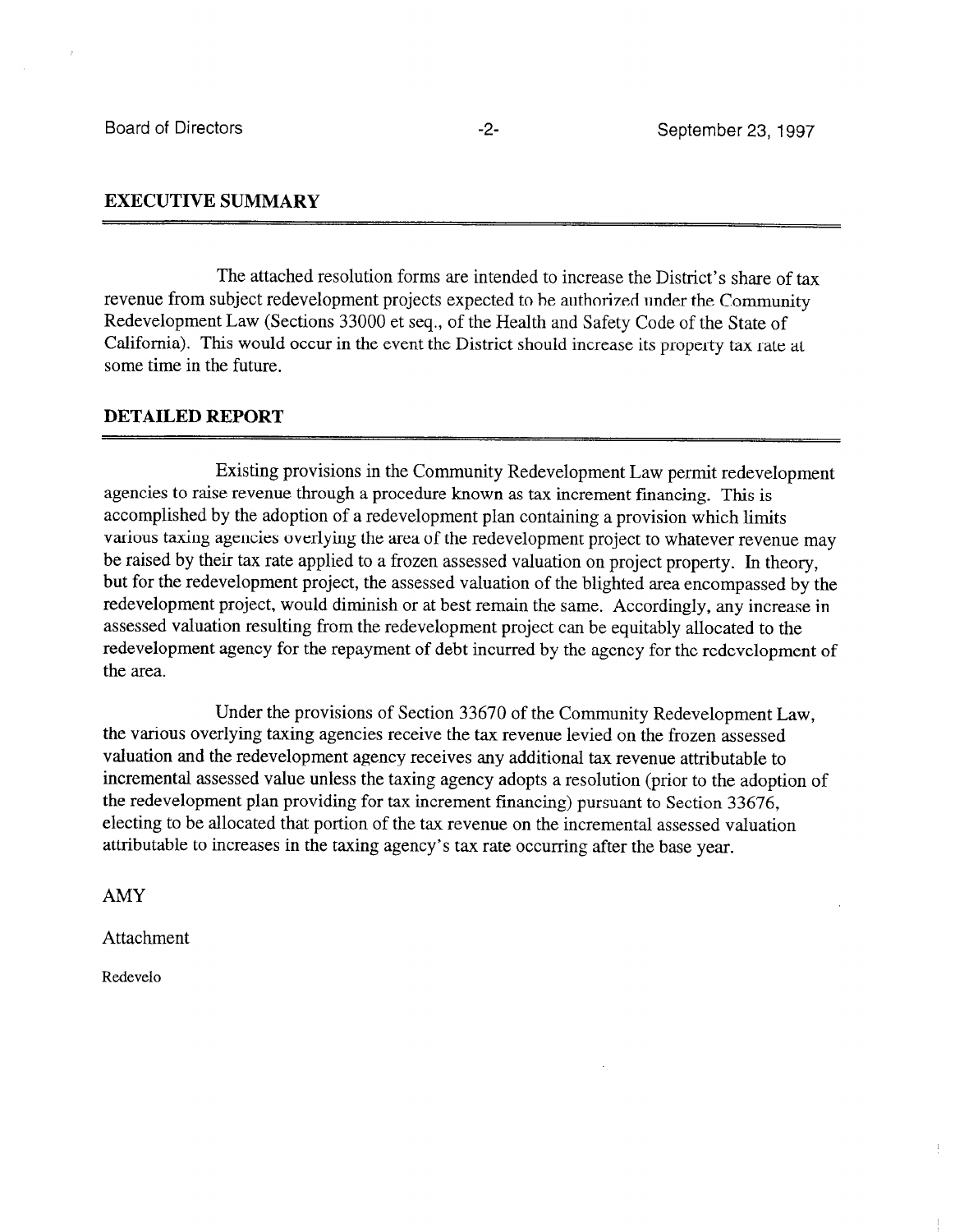## EXECUTIVE SUMMARY

The attached resolution forms are intended to increase the District's share of tax revenue from subject redevelopment projects expected to be authorized under the Community Redevelopment Law (Sections 33000 et seq., of the Health and Safety Code of the State of California). This would occur in the event the District should increase its property tax rate at some time in the future.

## DETAILED REPORT

Existing provisions in the Community Redevelopment Law permit redevelopment agencies to raise revenue through a procedure known as tax increment financing. This is accomplished by the adoption of a redevelopment plan containing a provision which limits various taxing agencies overlying the area of the redevelopment project to whatever revenue may be raised by their tax rate applied to a frozen assessed valuation on project property. In theory, but for the redevelopment project, the assessed valuation of the blighted area encompassed by the redevelopment project, would diminish or at best remain the same. Accordingly, any increase in assessed valuation resulting from the redevelopment project can be equitably allocated to the redevelopment agency for the repayment of debt incurred by the agency for the redevelopment of the area.

Under the provisions of Section 33670 of the Community Redevelopment Law, the various overlying taxing agencies receive the tax revenue levied on the frozen assessed valuation and the redevelopment agency receives any additional tax revenue attributable to incremental assessed value unless the taxing agency adopts a resolution (prior to the adoption of the redevelopment plan providing for tax increment financing) pursuant to Section 33676, electing to be allocated that portion of the tax revenue on the incremental assessed valuation attributable to increases in the taxing agency's tax rate occurring after the base year.

AMY

Attachment

Redevelo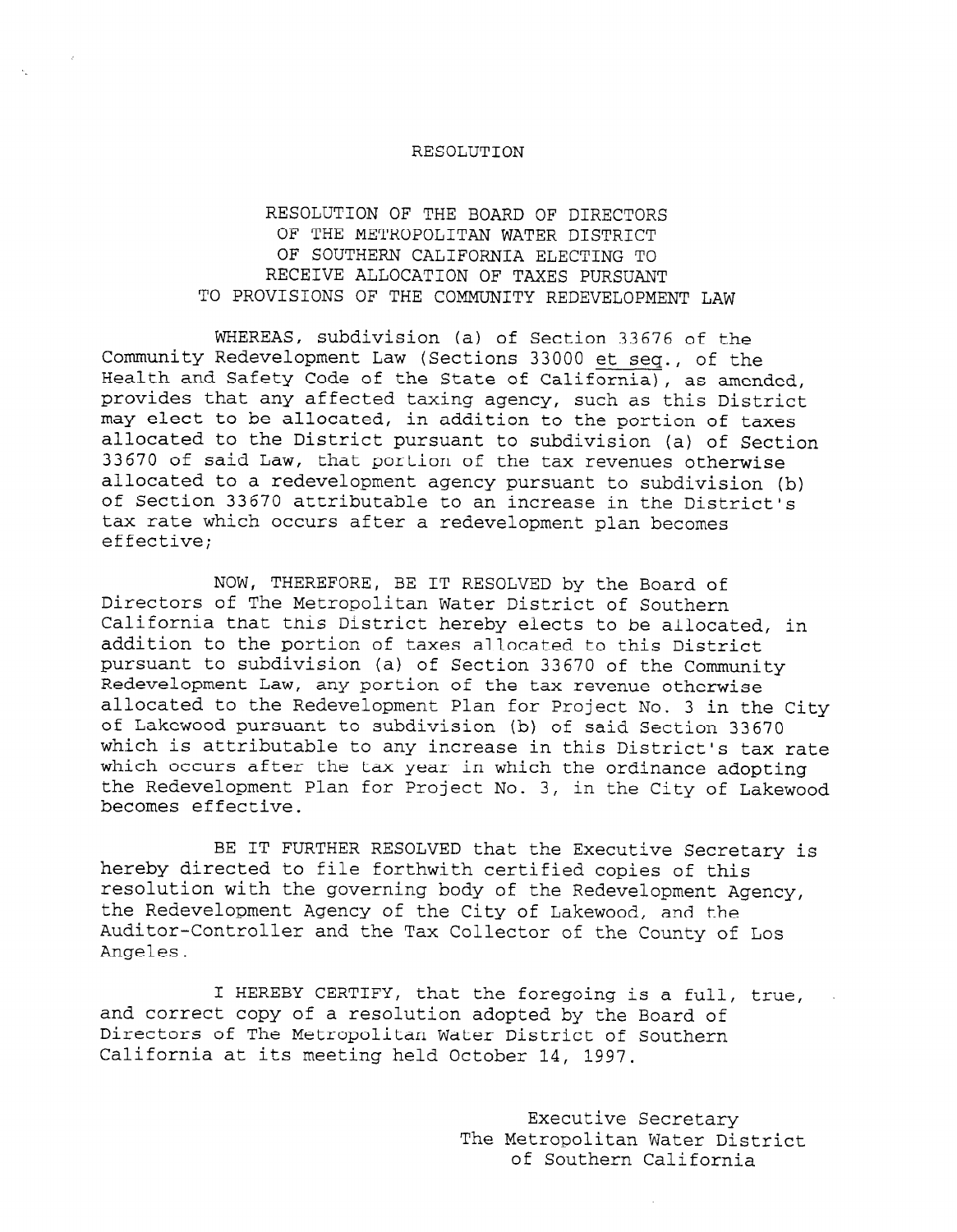# RESOLUTION

## RESOLUTION OF THE BOARD OF DIRECTORS OF THE METROPOLITAN WATER DISTRICT OF SOUTHERN CALIFORNIA ELECTING TO RECEIVE ALLOCATION OF TAXES PURSUANT TO PROVISIONS OF THE COMMUNITY REDEVELOPMENT LAW

WHEREAS, subdivision (a) of Section 33676 of the Community Redevelopment Law (Sections 33000 *et seq.*, of the Health and Safety Code of the State of California), as amended, provides that any affected taxing agency, such as this District may elect to be allocated, in addition to the portion of taxes allocated to the District pursuant to subdivision (a) of Section 33670 of said Law, that portion of the tax revenues otherwise allocated to a redevelopment agency pursuant to subdivision (b) of Section 33670 attributable to an increase in the District's tax rate which occurs after a redevelopment plan becomes effective;

NOW, THEREFORE, BE IT RESOLVED by the Board of Directors of The Metropolitan Water District of Southern California that this District hereby elects to be allocated, in addition to the portion of taxes allocated to this District pursuant to subdivision (a) of Section 33670 of the Community Redevelopment Law, any portion of the tax revenue otherwise allocated to the Redevelopment Plan for Project No. 3 in the City of Lakewood pursuant to subdivision (b) of said Section 33670 which is attributable to any increase in this District's tax rate which occurs after the tax year in which the ordinance adopting the Redevelopment Plan for Project No. 3, in the City of Lakewood becomes effective.

BE IT FURTHER RESOLVED that the Executive Secretary is hereby directed to file forthwith certified copies of this resolution with the governing body of the Redevelopment Agency, the Redevelopment Agency of the City of Lakewood, and the Auditor-Controller and the Tax Collector of the County of Los Angeles.

I HEREBY CERTIFY, that the foregoing is a full, true, and correct copy of a resolution adopted by the Board of Directors of The Metropolitan Water District of Southern California at its meeting held October 14, 1997.

Executive Secretary
The Metropolitan Water District
of Southern California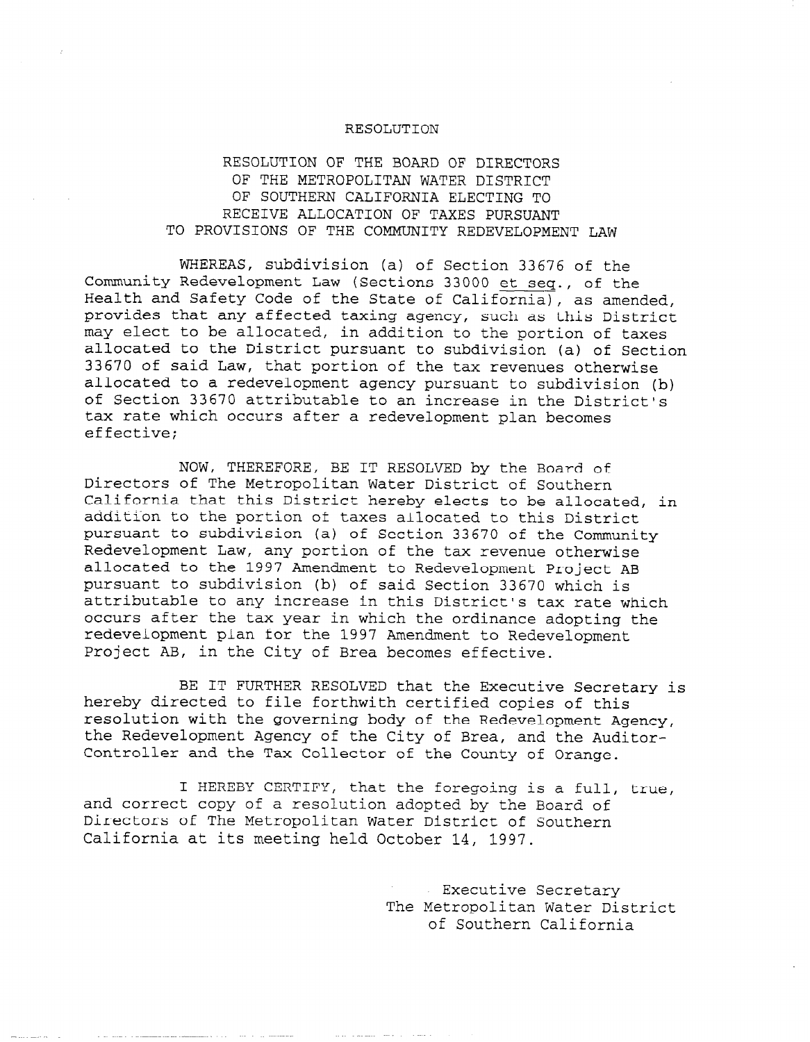# RESOLUTION

## RESOLUTION OF THE BOARD OF DIRECTORS OF THE METROPOLITAN WATER DISTRICT OF SOUTHERN CALIFORNIA ELECTING TO RECEIVE ALLOCATION OF TAXES PURSUANT TO PROVISIONS OF THE COMMUNITY REDEVELOPMENT LAW

WHEREAS, subdivision (a) of Section 33676 of the Community Redevelopment Law (Sections 33000 *et seq.*, of the Health and Safety Code of the State of California), as amended, provides that any affected taxing agency, such as this District may elect to be allocated, in addition to the portion of taxes allocated to the District pursuant to subdivision (a) of Section 33670 of said Law, that portion of the tax revenues otherwise allocated to a redevelopment agency pursuant to subdivision (b) of Section 33670 attributable to an increase in the District's tax rate which occurs after a redevelopment plan becomes effective;

NOW, THEREFORE, BE IT RESOLVED by the Board of Directors of The Metropolitan Water District of Southern California that this District hereby elects to be allocated, in addition to the portion of taxes allocated to this District pursuant to subdivision (a) of Section 33670 of the Community Redevelopment Law, any portion of the tax revenue otherwise allocated to the 1997 Amendment to Redevelopment Project AB pursuant to subdivision (b) of said Section 33670 which is attributable to any increase in this District's tax rate which occurs after the tax year in which the ordinance adopting the redevelopment plan for the 1997 Amendment to Redevelopment Project AB, in the City of Brea becomes effective.

BE IT FURTHER RESOLVED that the Executive Secretary is hereby directed to file forthwith certified copies of this resolution with the governing body of the Redevelopment Agency, the Redevelopment Agency of the City of Brea, and the Auditor-Controller and the Tax Collector of the County of Orange.

I HEREBY CERTIFY, that the foregoing is a full, true, and correct copy of a resolution adopted by the Board of Directors of The Metropolitan Water District of Southern California at its meeting held October 14, 1997.

Executive Secretary
The Metropolitan Water District
of Southern California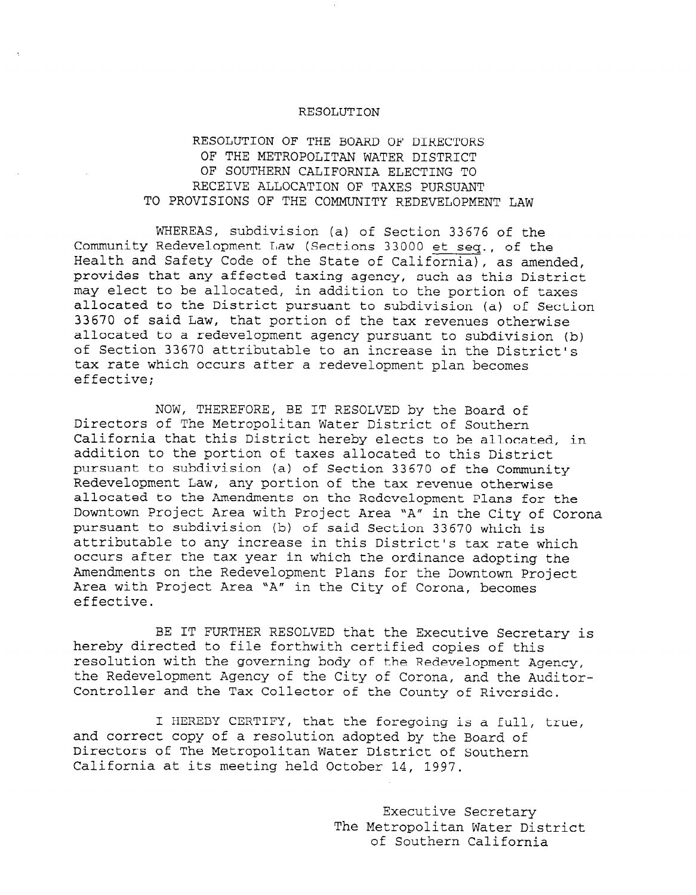# RESOLUTION

## RESOLUTION OF THE BOARD OF DIRECTORS OF THE METROPOLITAN WATER DISTRICT OF SOUTHERN CALIFORNIA ELECTING TO RECEIVE ALLOCATION OF TAXES PURSUANT TO PROVISIONS OF THE COMMUNITY REDEVELOPMENT LAW

WHEREAS, subdivision (a) of Section 33676 of the Community Redevelopment Law (Sections 33000 *et seq.*, of the Health and Safety Code of the State of California), as amended, provides that any affected taxing agency, such as this District may elect to be allocated, in addition to the portion of taxes allocated to the District pursuant to subdivision (a) of Section 33670 of said Law, that portion of the tax revenues otherwise allocated to a redevelopment agency pursuant to subdivision (b) of Section 33670 attributable to an increase in the District's tax rate which occurs after a redevelopment plan becomes effective;

NOW, THEREFORE, BE IT RESOLVED by the Board of Directors of The Metropolitan Water District of Southern California that this District hereby elects to be allocated, in addition to the portion of taxes allocated to this District pursuant to subdivision (a) of Section 33670 of the Community Redevelopment Law, any portion of the tax revenue otherwise allocated to the Amendments on the Redevelopment Plans for the Downtown Project Area with Project Area "A" in the City of Corona pursuant to subdivision (b) of said Section 33670 which is attributable to any increase in this District's tax rate which occurs after the tax year in which the ordinance adopting the Amendments on the Redevelopment Plans for the Downtown Project Area with Project Area "A" in the City of Corona, becomes effective.

BE IT FURTHER RESOLVED that the Executive Secretary is hereby directed to file forthwith certified copies of this resolution with the governing body of the Redevelopment Agency, the Redevelopment Agency of the City of Corona, and the Auditor-Controller and the Tax Collector of the County of Riverside.

I HEREBY CERTIFY, that the foregoing is a full, true, and correct copy of a resolution adopted by the Board of Directors of The Metropolitan Water District of Southern California at its meeting held October 14, 1997.

Executive Secretary
The Metropolitan Water District
of Southern California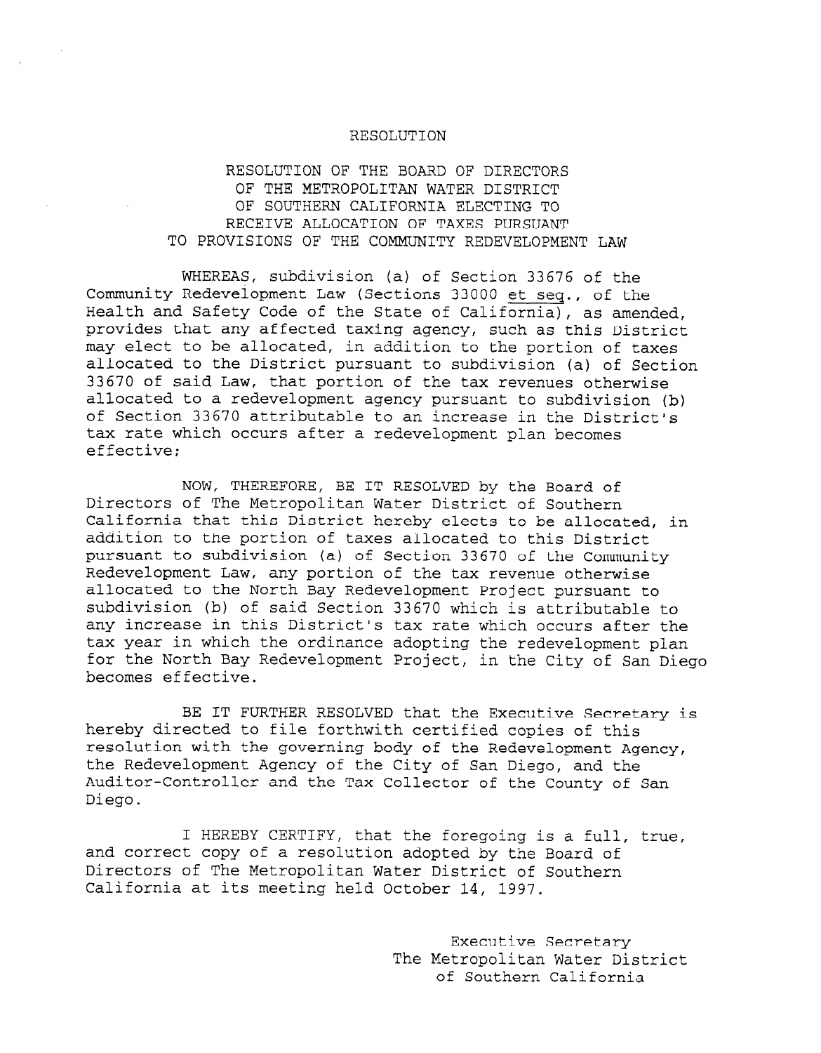# RESOLUTION

## RESOLUTION OF THE BOARD OF DIRECTORS OF THE METROPOLITAN WATER DISTRICT OF SOUTHERN CALIFORNIA ELECTING TO RECEIVE ALLOCATION OF TAXES PURSUANT TO PROVISIONS OF THE COMMUNITY REDEVELOPMENT LAW

WHEREAS, subdivision (a) of Section 33676 of the Community Redevelopment Law (Sections 33000 _et seq._, of the Health and Safety Code of the State of California), as amended, provides that any affected taxing agency, such as this District may elect to be allocated, in addition to the portion of taxes allocated to the District pursuant to subdivision (a) of Section 33670 of said Law, that portion of the tax revenues otherwise allocated to a redevelopment agency pursuant to subdivision (b) of Section 33670 attributable to an increase in the District's tax rate which occurs after a redevelopment plan becomes effective;

NOW, THEREFORE, BE IT RESOLVED by the Board of Directors of The Metropolitan Water District of Southern California that this District hereby elects to be allocated, in addition to the portion of taxes allocated to this District pursuant to subdivision (a) of Section 33670 of the Community Redevelopment Law, any portion of the tax revenue otherwise allocated to the North Bay Redevelopment Project pursuant to subdivision (b) of said Section 33670 which is attributable to any increase in this District's tax rate which occurs after the tax year in which the ordinance adopting the redevelopment plan for the North Bay Redevelopment Project, in the City of San Diego becomes effective.

BE IT FURTHER RESOLVED that the Executive Secretary is hereby directed to file forthwith certified copies of this resolution with the governing body of the Redevelopment Agency, the Redevelopment Agency of the City of San Diego, and the Auditor-Controller and the Tax Collector of the County of San Diego.

I HEREBY CERTIFY, that the foregoing is a full, true, and correct copy of a resolution adopted by the Board of Directors of The Metropolitan Water District of Southern California at its meeting held October 14, 1997.

Executive Secretary
The Metropolitan Water District of Southern California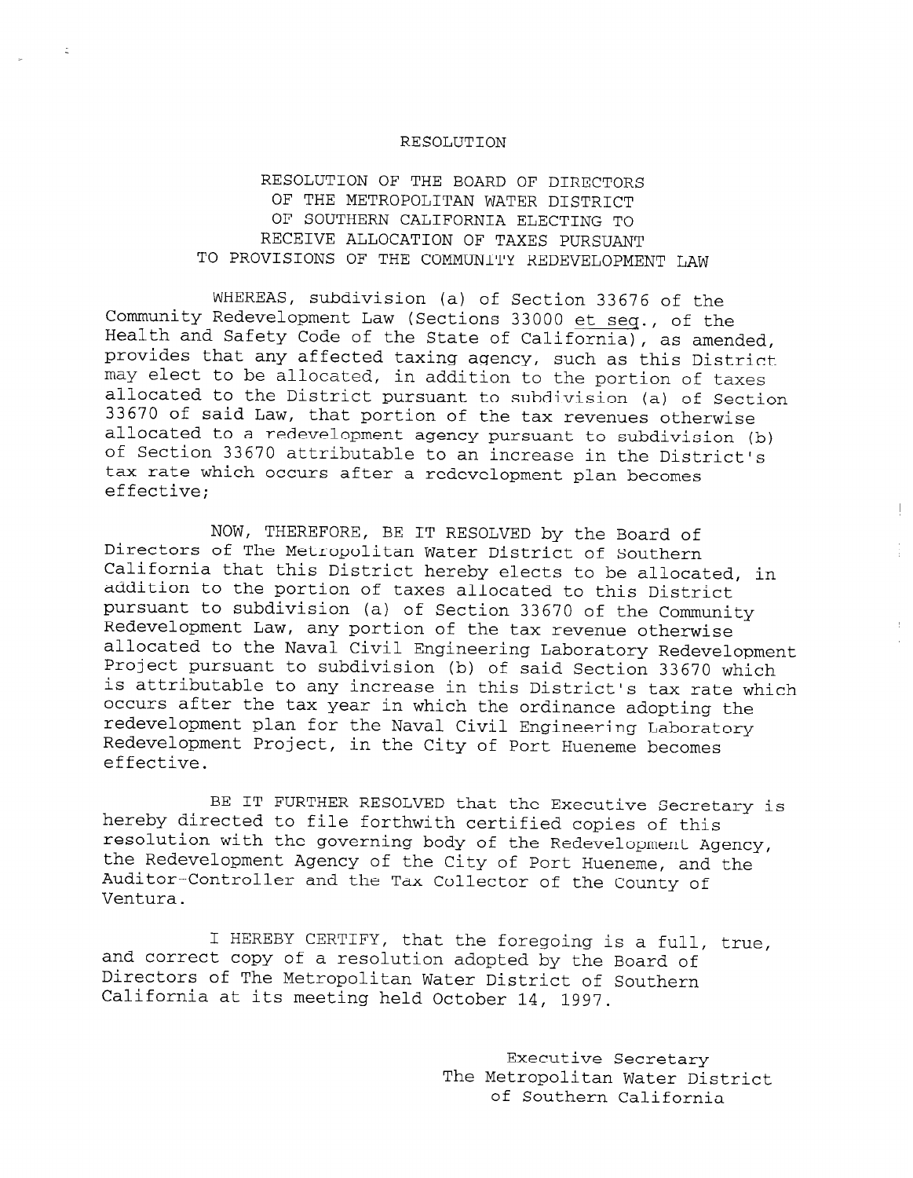# RESOLUTION

## RESOLUTION OF THE BOARD OF DIRECTORS OF THE METROPOLITAN WATER DISTRICT OF SOUTHERN CALIFORNIA ELECTING TO RECEIVE ALLOCATION OF TAXES PURSUANT TO PROVISIONS OF THE COMMUNITY REDEVELOPMENT LAW

WHEREAS, subdivision (a) of Section 33676 of the Community Redevelopment Law (Sections 33000 et seq., of the Health and Safety Code of the State of California), as amended, provides that any affected taxing agency, such as this District may elect to be allocated, in addition to the portion of taxes allocated to the District pursuant to subdivision (a) of Section 33670 of said Law, that portion of the tax revenues otherwise allocated to a redevelopment agency pursuant to subdivision (b) of Section 33670 attributable to an increase in the District's tax rate which occurs after a redevelopment plan becomes effective;

NOW, THEREFORE, BE IT RESOLVED by the Board of Directors of The Metropolitan Water District of Southern California that this District hereby elects to be allocated, in addition to the portion of taxes allocated to this District pursuant to subdivision (a) of Section 33670 of the Community Redevelopment Law, any portion of the tax revenue otherwise allocated to the Naval Civil Engineering Laboratory Redevelopment Project pursuant to subdivision (b) of said Section 33670 which is attributable to any increase in this District's tax rate which occurs after the tax year in which the ordinance adopting the redevelopment plan for the Naval Civil Engineering Laboratory Redevelopment Project, in the City of Port Hueneme becomes effective.

BE IT FURTHER RESOLVED that the Executive Secretary is hereby directed to file forthwith certified copies of this resolution with the governing body of the Redevelopment Agency, the Redevelopment Agency of the City of Port Hueneme, and the Auditor-Controller and the Tax Collector of the County of Ventura.

I HEREBY CERTIFY, that the foregoing is a full, true, and correct copy of a resolution adopted by the Board of Directors of The Metropolitan Water District of Southern California at its meeting held October 14, 1997.

Executive Secretary
The Metropolitan Water District
of Southern California